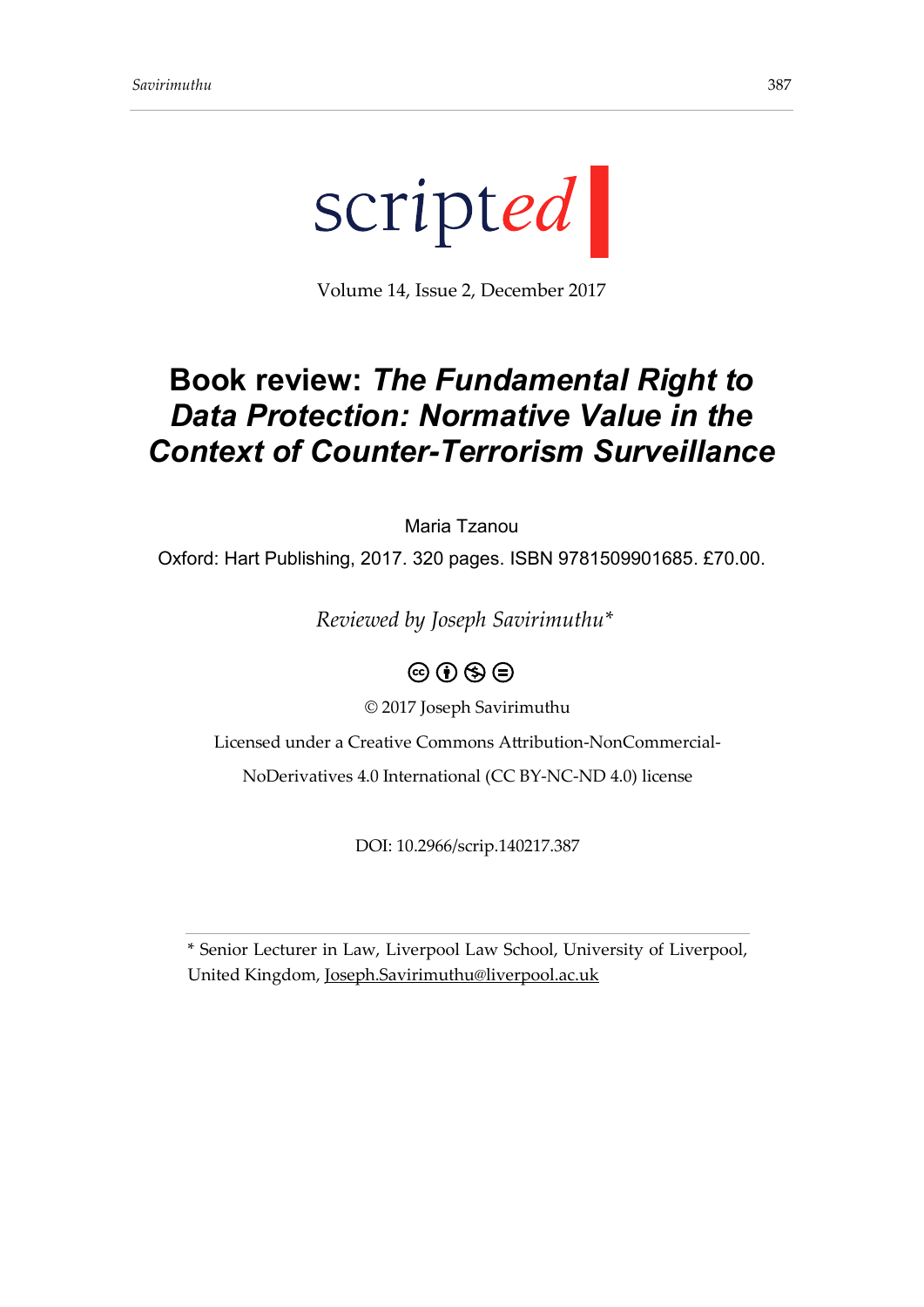scripted

Volume 14, Issue 2, December 2017

# Book review: *The Fundamental Right to Data Protection: Normative Value in the Context of Counter-Terrorism Surveillance*

Maria Tzanou

Oxford: Hart Publishing, 2017. 320 pages. ISBN 9781509901685. £70.00.

*Reviewed by Joseph Savirimuthu**

© 2017 Joseph Savirimuthu

Licensed under a Creative Commons Attribution-NonCommercial-NoDerivatives 4.0 International (CC BY-NC-ND 4.0) license

DOI: 10.2966/scrip.140217.387

---

* Senior Lecturer in Law, Liverpool Law School, University of Liverpool, United Kingdom, Joseph.Savirimuthu@liverpool.ac.uk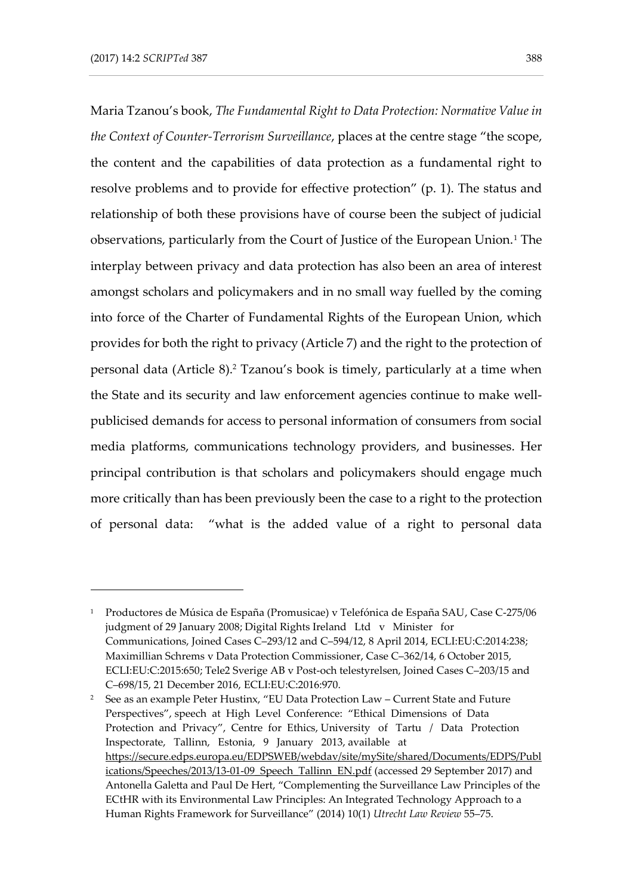Maria Tzanou's book, *The Fundamental Right to Data Protection: Normative Value in the Context of Counter-Terrorism Surveillance*, places at the centre stage "the scope, the content and the capabilities of data protection as a fundamental right to resolve problems and to provide for effective protection" (p. 1). The status and relationship of both these provisions have of course been the subject of judicial observations, particularly from the Court of Justice of the European Union.[1] The interplay between privacy and data protection has also been an area of interest amongst scholars and policymakers and in no small way fuelled by the coming into force of the Charter of Fundamental Rights of the European Union, which provides for both the right to privacy (Article 7) and the right to the protection of personal data (Article 8).[2] Tzanou's book is timely, particularly at a time when the State and its security and law enforcement agencies continue to make well-publicised demands for access to personal information of consumers from social media platforms, communications technology providers, and businesses. Her principal contribution is that scholars and policymakers should engage much more critically than has previously been the case to a right to the protection of personal data: "what is the added value of a right to personal data

---

[1] Productores de Música de España (Promusicae) v Telefónica de España SAU, Case C-275/06 judgment of 29 January 2008; Digital Rights Ireland Ltd v Minister for Communications, Joined Cases C–293/12 and C–594/12, 8 April 2014, ECLI:EU:C:2014:238; Maximillian Schrems v Data Protection Commissioner, Case C–362/14, 6 October 2015, ECLI:EU:C:2015:650; Tele2 Sverige AB v Post-och telestyrelsen, Joined Cases C–203/15 and C–698/15, 21 December 2016, ECLI:EU:C:2016:970.

[2] See as an example Peter Hustinx, "EU Data Protection Law – Current State and Future Perspectives", speech at High Level Conference: "Ethical Dimensions of Data Protection and Privacy", Centre for Ethics, University of Tartu / Data Protection Inspectorate, Tallinn, Estonia, 9 January 2013, available at https://secure.edps.europa.eu/EDPSWEB/webdav/site/mySite/shared/Documents/EDPS/Publications/Speeches/2013/13-01-09_Speech_Tallinn_EN.pdf (accessed 29 September 2017) and Antonella Galetta and Paul De Hert, "Complementing the Surveillance Law Principles of the ECtHR with its Environmental Law Principles: An Integrated Technology Approach to a Human Rights Framework for Surveillance" (2014) 10(1) *Utrecht Law Review* 55–75.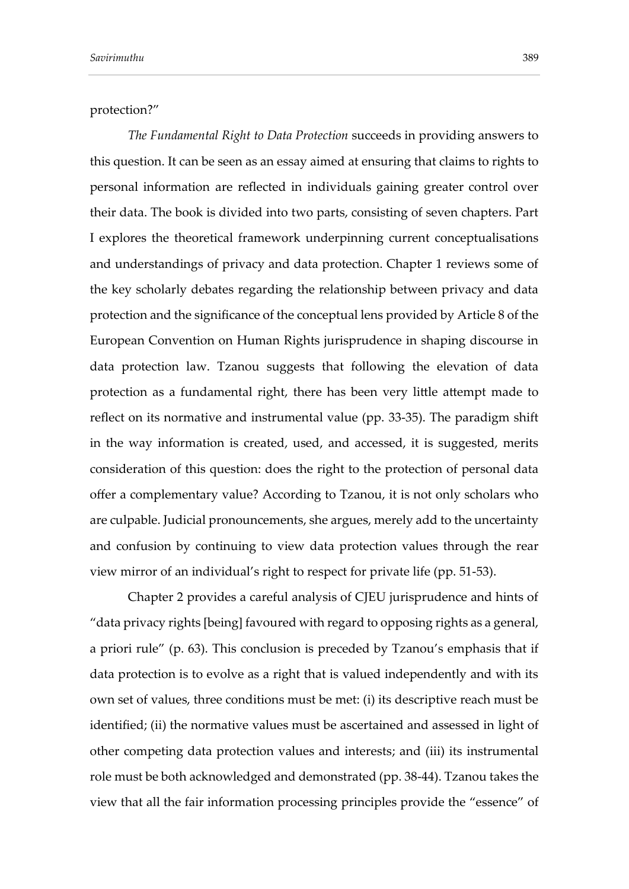protection?"

*The Fundamental Right to Data Protection* succeeds in providing answers to this question. It can be seen as an essay aimed at ensuring that claims to rights to personal information are reflected in individuals gaining greater control over their data. The book is divided into two parts, consisting of seven chapters. Part I explores the theoretical framework underpinning current conceptualisations and understandings of privacy and data protection. Chapter 1 reviews some of the key scholarly debates regarding the relationship between privacy and data protection and the significance of the conceptual lens provided by Article 8 of the European Convention on Human Rights jurisprudence in shaping discourse in data protection law. Tzanou suggests that following the elevation of data protection as a fundamental right, there has been very little attempt made to reflect on its normative and instrumental value (pp. 33-35). The paradigm shift in the way information is created, used, and accessed, it is suggested, merits consideration of this question: does the right to the protection of personal data offer a complementary value? According to Tzanou, it is not only scholars who are culpable. Judicial pronouncements, she argues, merely add to the uncertainty and confusion by continuing to view data protection values through the rear view mirror of an individual's right to respect for private life (pp. 51-53).

Chapter 2 provides a careful analysis of CJEU jurisprudence and hints of "data privacy rights [being] favoured with regard to opposing rights as a general, a priori rule" (p. 63). This conclusion is preceded by Tzanou's emphasis that if data protection is to evolve as a right that is valued independently and with its own set of values, three conditions must be met: (i) its descriptive reach must be identified; (ii) the normative values must be ascertained and assessed in light of other competing data protection values and interests; and (iii) its instrumental role must be both acknowledged and demonstrated (pp. 38-44). Tzanou takes the view that all the fair information processing principles provide the "essence" of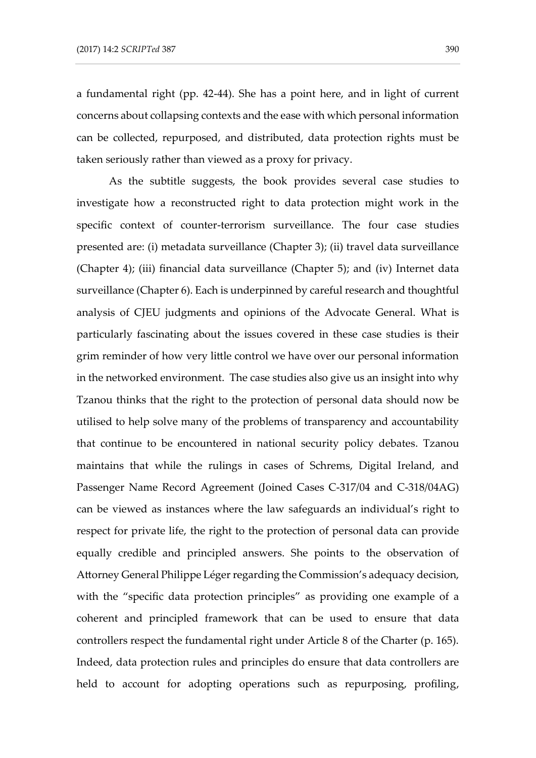a fundamental right (pp. 42-44). She has a point here, and in light of current concerns about collapsing contexts and the ease with which personal information can be collected, repurposed, and distributed, data protection rights must be taken seriously rather than viewed as a proxy for privacy.

As the subtitle suggests, the book provides several case studies to investigate how a reconstructed right to data protection might work in the specific context of counter-terrorism surveillance. The four case studies presented are: (i) metadata surveillance (Chapter 3); (ii) travel data surveillance (Chapter 4); (iii) financial data surveillance (Chapter 5); and (iv) Internet data surveillance (Chapter 6). Each is underpinned by careful research and thoughtful analysis of CJEU judgments and opinions of the Advocate General. What is particularly fascinating about the issues covered in these case studies is their grim reminder of how very little control we have over our personal information in the networked environment. The case studies also give us an insight into why Tzanou thinks that the right to the protection of personal data should now be utilised to help solve many of the problems of transparency and accountability that continue to be encountered in national security policy debates. Tzanou maintains that while the rulings in cases of Schrems, Digital Ireland, and Passenger Name Record Agreement (Joined Cases C-317/04 and C-318/04AG) can be viewed as instances where the law safeguards an individual's right to respect for private life, the right to the protection of personal data can provide equally credible and principled answers. She points to the observation of Attorney General Philippe Léger regarding the Commission's adequacy decision, with the "specific data protection principles" as providing one example of a coherent and principled framework that can be used to ensure that data controllers respect the fundamental right under Article 8 of the Charter (p. 165). Indeed, data protection rules and principles do ensure that data controllers are held to account for adopting operations such as repurposing, profiling,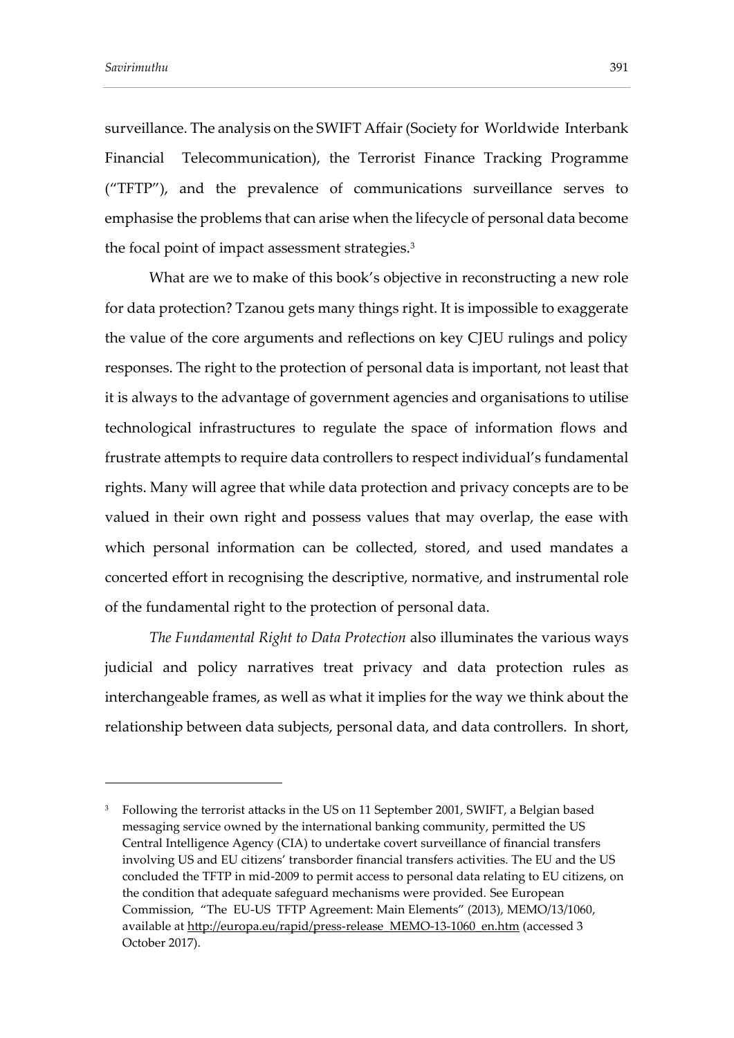surveillance. The analysis on the SWIFT Affair (Society for Worldwide Interbank Financial Telecommunication), the Terrorist Finance Tracking Programme ("TFTP"), and the prevalence of communications surveillance serves to emphasise the problems that can arise when the lifecycle of personal data become the focal point of impact assessment strategies.[3]

What are we to make of this book's objective in reconstructing a new role for data protection? Tzanou gets many things right. It is impossible to exaggerate the value of the core arguments and reflections on key CJEU rulings and policy responses. The right to the protection of personal data is important, not least that it is always to the advantage of government agencies and organisations to utilise technological infrastructures to regulate the space of information flows and frustrate attempts to require data controllers to respect individual's fundamental rights. Many will agree that while data protection and privacy concepts are to be valued in their own right and possess values that may overlap, the ease with which personal information can be collected, stored, and used mandates a concerted effort in recognising the descriptive, normative, and instrumental role of the fundamental right to the protection of personal data.

*The Fundamental Right to Data Protection* also illuminates the various ways judicial and policy narratives treat privacy and data protection rules as interchangeable frames, as well as what it implies for the way we think about the relationship between data subjects, personal data, and data controllers. In short,

---

[3] Following the terrorist attacks in the US on 11 September 2001, SWIFT, a Belgian based messaging service owned by the international banking community, permitted the US Central Intelligence Agency (CIA) to undertake covert surveillance of financial transfers involving US and EU citizens' transborder financial transfers activities. The EU and the US concluded the TFTP in mid-2009 to permit access to personal data relating to EU citizens, on the condition that adequate safeguard mechanisms were provided. See European Commission, "The EU-US TFTP Agreement: Main Elements" (2013), MEMO/13/1060, available at http://europa.eu/rapid/press-release_MEMO-13-1060_en.htm (accessed 3 October 2017).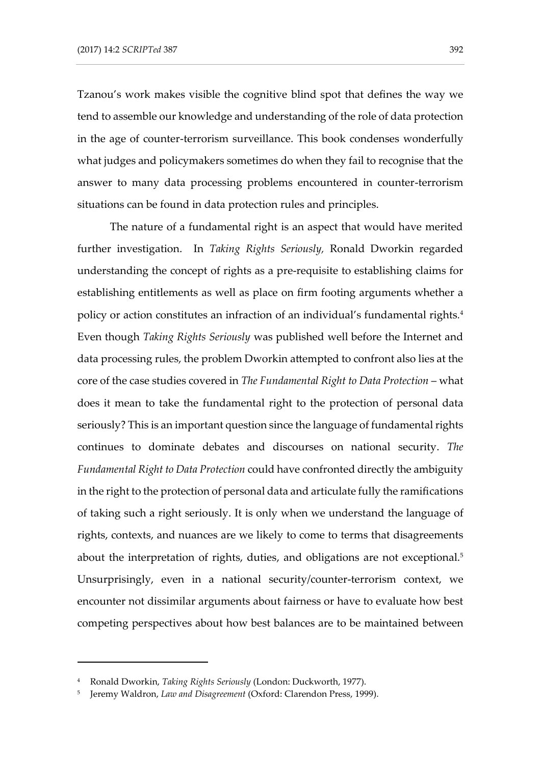Tzanou's work makes visible the cognitive blind spot that defines the way we tend to assemble our knowledge and understanding of the role of data protection in the age of counter-terrorism surveillance. This book condenses wonderfully what judges and policymakers sometimes do when they fail to recognise that the answer to many data processing problems encountered in counter-terrorism situations can be found in data protection rules and principles.

The nature of a fundamental right is an aspect that would have merited further investigation. In *Taking Rights Seriously,* Ronald Dworkin regarded understanding the concept of rights as a pre-requisite to establishing claims for establishing entitlements as well as place on firm footing arguments whether a policy or action constitutes an infraction of an individual's fundamental rights.[4] Even though *Taking Rights Seriously* was published well before the Internet and data processing rules, the problem Dworkin attempted to confront also lies at the core of the case studies covered in *The Fundamental Right to Data Protection* – what does it mean to take the fundamental right to the protection of personal data seriously? This is an important question since the language of fundamental rights continues to dominate debates and discourses on national security. *The Fundamental Right to Data Protection* could have confronted directly the ambiguity in the right to the protection of personal data and articulate fully the ramifications of taking such a right seriously. It is only when we understand the language of rights, contexts, and nuances are we likely to come to terms that disagreements about the interpretation of rights, duties, and obligations are not exceptional.[5] Unsurprisingly, even in a national security/counter-terrorism context, we encounter not dissimilar arguments about fairness or have to evaluate how best competing perspectives about how best balances are to be maintained between

---

[4] Ronald Dworkin, *Taking Rights Seriously* (London: Duckworth, 1977).

[5] Jeremy Waldron, *Law and Disagreement* (Oxford: Clarendon Press, 1999).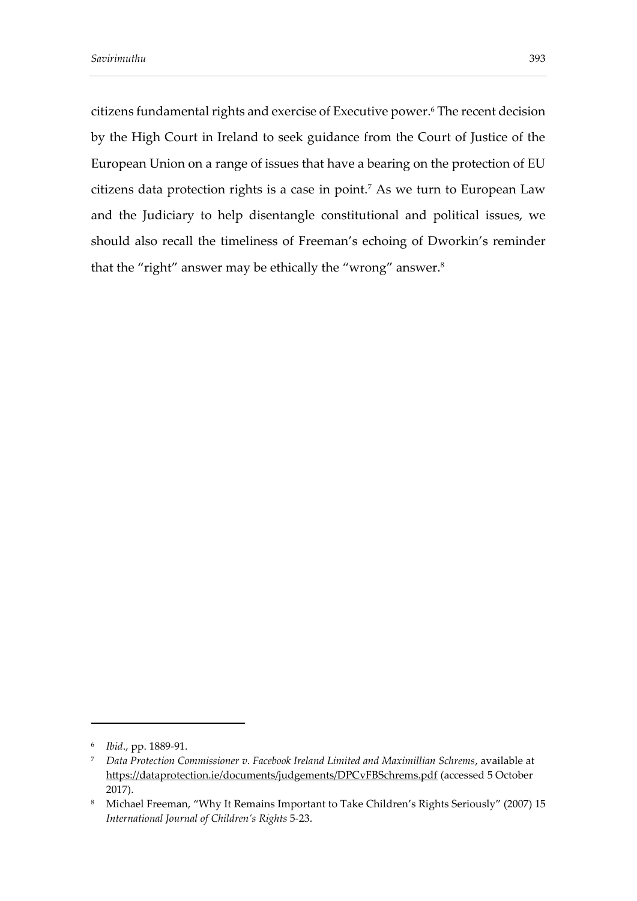citizens fundamental rights and exercise of Executive power.[6] The recent decision by the High Court in Ireland to seek guidance from the Court of Justice of the European Union on a range of issues that have a bearing on the protection of EU citizens data protection rights is a case in point.[7] As we turn to European Law and the Judiciary to help disentangle constitutional and political issues, we should also recall the timeliness of Freeman's echoing of Dworkin's reminder that the "right" answer may be ethically the "wrong" answer.[8]

---

[6] *Ibid*., pp. 1889-91.

[7] *Data Protection Commissioner v. Facebook Ireland Limited and Maximillian Schrems*, available at https://dataprotection.ie/documents/judgements/DPCvFBSchrems.pdf (accessed 5 October 2017).

[8] Michael Freeman, "Why It Remains Important to Take Children's Rights Seriously" (2007) 15 *International Journal of Children's Rights* 5-23.